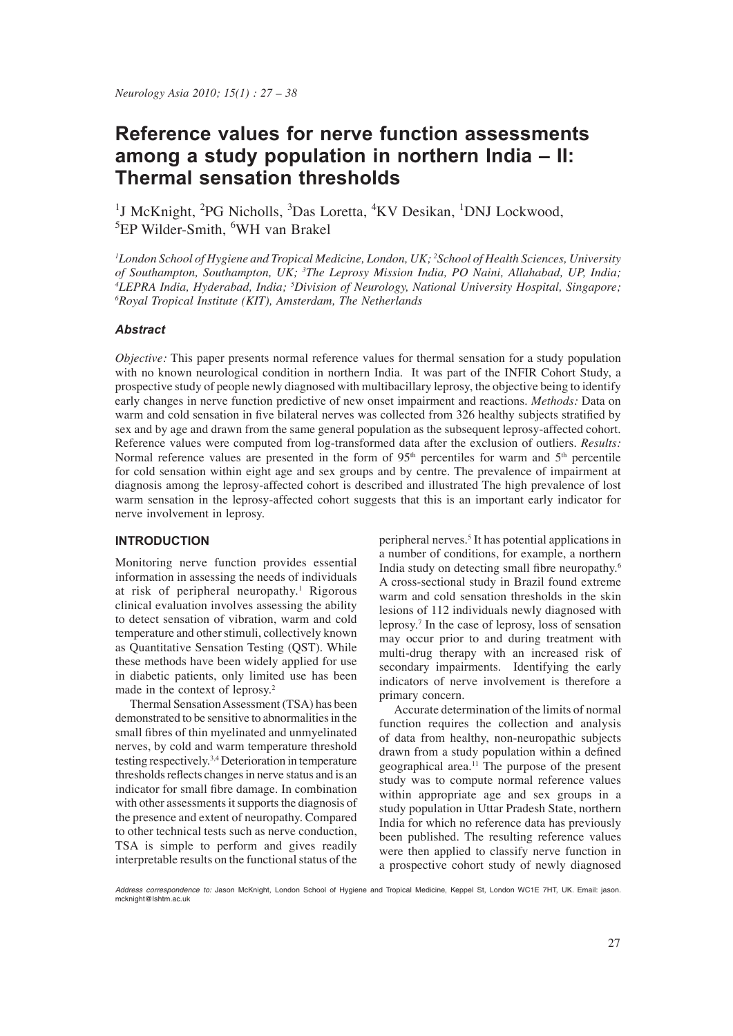# Reference values for nerve function assessments among a study population in northern India – II: Thermal sensation thresholds

[1]J McKnight, [2]PG Nicholls, [3]Das Loretta, [4]KV Desikan, [1]DNJ Lockwood, [5]EP Wilder-Smith, [6]WH van Brakel

*[1]London School of Hygiene and Tropical Medicine, London, UK; [2]School of Health Sciences, University of Southampton, Southampton, UK; [3]The Leprosy Mission India, PO Naini, Allahabad, UP, India; [4]LEPRA India, Hyderabad, India; [5]Division of Neurology, National University Hospital, Singapore; [6]Royal Tropical Institute (KIT), Amsterdam, The Netherlands*

### *Abstract*

*Objective:* This paper presents normal reference values for thermal sensation for a study population with no known neurological condition in northern India. It was part of the INFIR Cohort Study, a prospective study of people newly diagnosed with multibacillary leprosy, the objective being to identify early changes in nerve function predictive of new onset impairment and reactions. *Methods:* Data on warm and cold sensation in five bilateral nerves was collected from 326 healthy subjects stratified by sex and by age and drawn from the same general population as the subsequent leprosy-affected cohort. Reference values were computed from log-transformed data after the exclusion of outliers. *Results:* Normal reference values are presented in the form of 95th percentiles for warm and 5th percentile for cold sensation within eight age and sex groups and by centre. The prevalence of impairment at diagnosis among the leprosy-affected cohort is described and illustrated The high prevalence of lost warm sensation in the leprosy-affected cohort suggests that this is an important early indicator for nerve involvement in leprosy.

## INTRODUCTION

Monitoring nerve function provides essential information in assessing the needs of individuals at risk of peripheral neuropathy.[1] Rigorous clinical evaluation involves assessing the ability to detect sensation of vibration, warm and cold temperature and other stimuli, collectively known as Quantitative Sensation Testing (QST). While these methods have been widely applied for use in diabetic patients, only limited use has been made in the context of leprosy.[2]

Thermal Sensation Assessment (TSA) has been demonstrated to be sensitive to abnormalities in the small fibres of thin myelinated and unmyelinated nerves, by cold and warm temperature threshold testing respectively.[3,4] Deterioration in temperature thresholds reflects changes in nerve status and is an indicator for small fibre damage. In combination with other assessments it supports the diagnosis of the presence and extent of neuropathy. Compared to other technical tests such as nerve conduction, TSA is simple to perform and gives readily interpretable results on the functional status of the peripheral nerves.[5] It has potential applications in a number of conditions, for example, a northern India study on detecting small fibre neuropathy.[6] A cross-sectional study in Brazil found extreme warm and cold sensation thresholds in the skin lesions of 112 individuals newly diagnosed with leprosy.[7] In the case of leprosy, loss of sensation may occur prior to and during treatment with multi-drug therapy with an increased risk of secondary impairments. Identifying the early indicators of nerve involvement is therefore a primary concern.

Accurate determination of the limits of normal function requires the collection and analysis of data from healthy, non-neuropathic subjects drawn from a study population within a defined geographical area.[11] The purpose of the present study was to compute normal reference values within appropriate age and sex groups in a study population in Uttar Pradesh State, northern India for which no reference data has previously been published. The resulting reference values were then applied to classify nerve function in a prospective cohort study of newly diagnosed

*Address correspondence to:* Jason McKnight, London School of Hygiene and Tropical Medicine, Keppel St, London WC1E 7HT, UK. Email: jason.mcknight@lshtm.ac.uk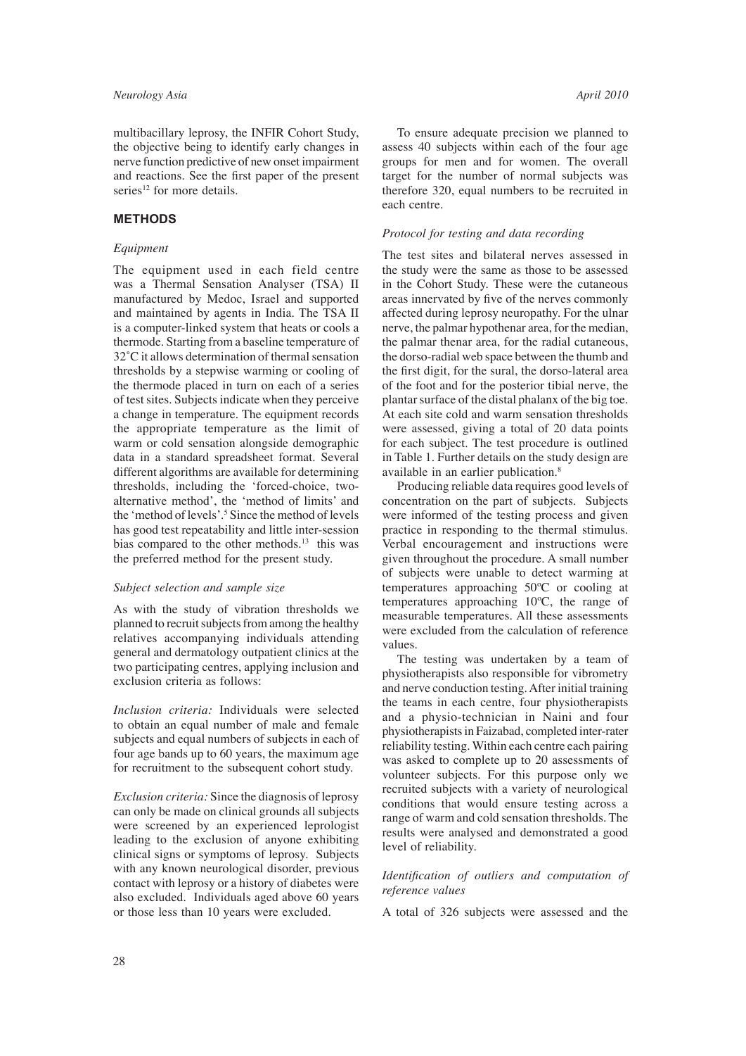multibacillary leprosy, the INFIR Cohort Study, the objective being to identify early changes in nerve function predictive of new onset impairment and reactions. See the first paper of the present series[12] for more details.

## METHODS

### *Equipment*

The equipment used in each field centre was a Thermal Sensation Analyser (TSA) II manufactured by Medoc, Israel and supported and maintained by agents in India. The TSA II is a computer-linked system that heats or cools a thermode. Starting from a baseline temperature of 32˚C it allows determination of thermal sensation thresholds by a stepwise warming or cooling of the thermode placed in turn on each of a series of test sites. Subjects indicate when they perceive a change in temperature. The equipment records the appropriate temperature as the limit of warm or cold sensation alongside demographic data in a standard spreadsheet format. Several different algorithms are available for determining thresholds, including the 'forced-choice, two-alternative method', the 'method of limits' and the 'method of levels'.[5] Since the method of levels has good test repeatability and little inter-session bias compared to the other methods.[13] this was the preferred method for the present study.

### *Subject selection and sample size*

As with the study of vibration thresholds we planned to recruit subjects from among the healthy relatives accompanying individuals attending general and dermatology outpatient clinics at the two participating centres, applying inclusion and exclusion criteria as follows:

*Inclusion criteria:* Individuals were selected to obtain an equal number of male and female subjects and equal numbers of subjects in each of four age bands up to 60 years, the maximum age for recruitment to the subsequent cohort study.

*Exclusion criteria:* Since the diagnosis of leprosy can only be made on clinical grounds all subjects were screened by an experienced leprologist leading to the exclusion of anyone exhibiting clinical signs or symptoms of leprosy. Subjects with any known neurological disorder, previous contact with leprosy or a history of diabetes were also excluded. Individuals aged above 60 years or those less than 10 years were excluded.

To ensure adequate precision we planned to assess 40 subjects within each of the four age groups for men and for women. The overall target for the number of normal subjects was therefore 320, equal numbers to be recruited in each centre.

### *Protocol for testing and data recording*

The test sites and bilateral nerves assessed in the study were the same as those to be assessed in the Cohort Study. These were the cutaneous areas innervated by five of the nerves commonly affected during leprosy neuropathy. For the ulnar nerve, the palmar hypothenar area, for the median, the palmar thenar area, for the radial cutaneous, the dorso-radial web space between the thumb and the first digit, for the sural, the dorso-lateral area of the foot and for the posterior tibial nerve, the plantar surface of the distal phalanx of the big toe. At each site cold and warm sensation thresholds were assessed, giving a total of 20 data points for each subject. The test procedure is outlined in Table 1. Further details on the study design are available in an earlier publication.[8]

Producing reliable data requires good levels of concentration on the part of subjects. Subjects were informed of the testing process and given practice in responding to the thermal stimulus. Verbal encouragement and instructions were given throughout the procedure. A small number of subjects were unable to detect warming at temperatures approaching 50ºC or cooling at temperatures approaching 10ºC, the range of measurable temperatures. All these assessments were excluded from the calculation of reference values.

The testing was undertaken by a team of physiotherapists also responsible for vibrometry and nerve conduction testing. After initial training the teams in each centre, four physiotherapists and a physio-technician in Naini and four physiotherapists in Faizabad, completed inter-rater reliability testing. Within each centre each pairing was asked to complete up to 20 assessments of volunteer subjects. For this purpose only we recruited subjects with a variety of neurological conditions that would ensure testing across a range of warm and cold sensation thresholds. The results were analysed and demonstrated a good level of reliability.

### *Identification of outliers and computation of reference values*

A total of 326 subjects were assessed and the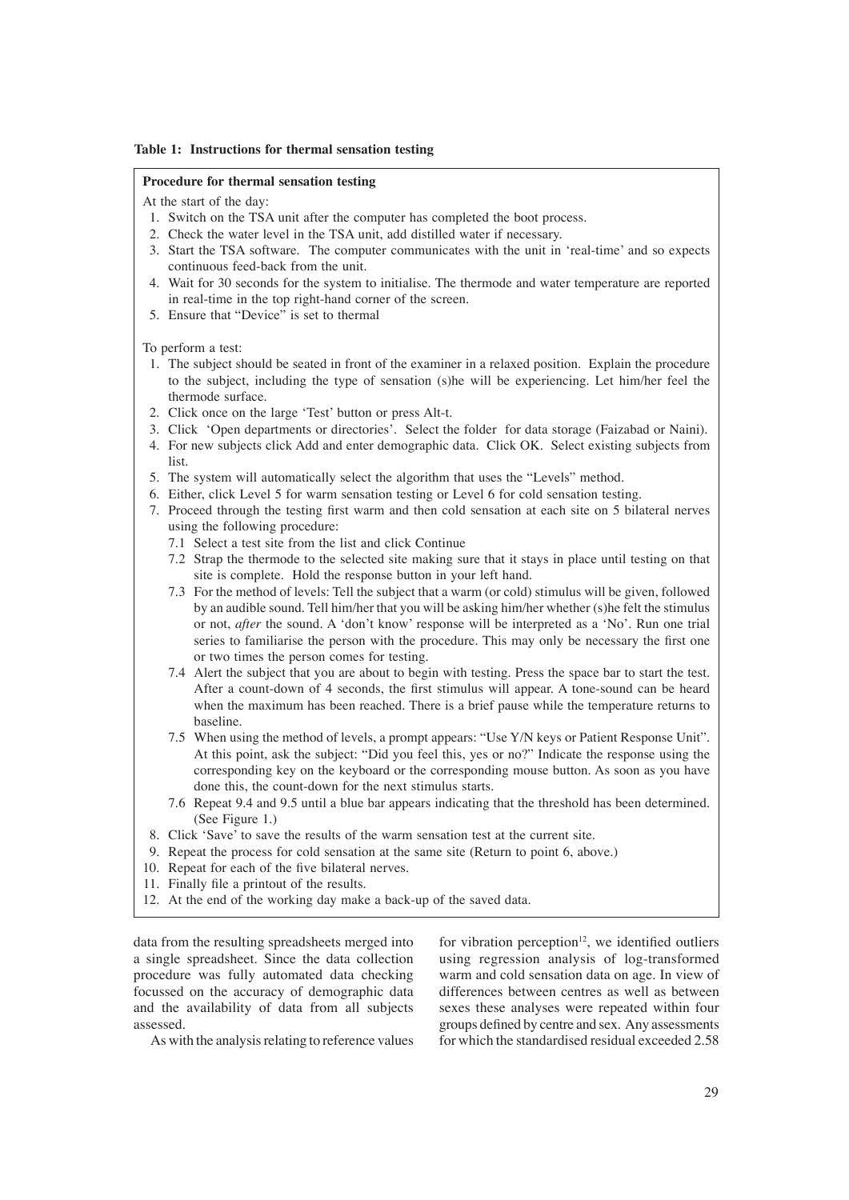**Table 1: Instructions for thermal sensation testing**

**Procedure for thermal sensation testing**

At the start of the day:

1. Switch on the TSA unit after the computer has completed the boot process.
2. Check the water level in the TSA unit, add distilled water if necessary.
3. Start the TSA software. The computer communicates with the unit in 'real-time' and so expects continuous feed-back from the unit.
4. Wait for 30 seconds for the system to initialise. The thermode and water temperature are reported in real-time in the top right-hand corner of the screen.
5. Ensure that "Device" is set to thermal

To perform a test:

1. The subject should be seated in front of the examiner in a relaxed position. Explain the procedure to the subject, including the type of sensation (s)he will be experiencing. Let him/her feel the thermode surface.
2. Click once on the large 'Test' button or press Alt-t.
3. Click 'Open departments or directories'. Select the folder for data storage (Faizabad or Naini).
4. For new subjects click Add and enter demographic data. Click OK. Select existing subjects from list.
5. The system will automatically select the algorithm that uses the "Levels" method.
6. Either, click Level 5 for warm sensation testing or Level 6 for cold sensation testing.
7. Proceed through the testing first warm and then cold sensation at each site on 5 bilateral nerves using the following procedure:
   - 7.1 Select a test site from the list and click Continue
   - 7.2 Strap the thermode to the selected site making sure that it stays in place until testing on that site is complete. Hold the response button in your left hand.
   - 7.3 For the method of levels: Tell the subject that a warm (or cold) stimulus will be given, followed by an audible sound. Tell him/her that you will be asking him/her whether (s)he felt the stimulus or not, *after* the sound. A 'don't know' response will be interpreted as a 'No'. Run one trial series to familiarise the person with the procedure. This may only be necessary the first one or two times the person comes for testing.
   - 7.4 Alert the subject that you are about to begin with testing. Press the space bar to start the test. After a count-down of 4 seconds, the first stimulus will appear. A tone-sound can be heard when the maximum has been reached. There is a brief pause while the temperature returns to baseline.
   - 7.5 When using the method of levels, a prompt appears: "Use Y/N keys or Patient Response Unit". At this point, ask the subject: "Did you feel this, yes or no?" Indicate the response using the corresponding key on the keyboard or the corresponding mouse button. As soon as you have done this, the count-down for the next stimulus starts.
   - 7.6 Repeat 9.4 and 9.5 until a blue bar appears indicating that the threshold has been determined. (See Figure 1.)
8. Click 'Save' to save the results of the warm sensation test at the current site.
9. Repeat the process for cold sensation at the same site (Return to point 6, above.)
10. Repeat for each of the five bilateral nerves.
11. Finally file a printout of the results.
12. At the end of the working day make a back-up of the saved data.

data from the resulting spreadsheets merged into a single spreadsheet. Since the data collection procedure was fully automated data checking focussed on the accuracy of demographic data and the availability of data from all subjects assessed.

As with the analysis relating to reference values for vibration perception[12], we identified outliers using regression analysis of log-transformed warm and cold sensation data on age. In view of differences between centres as well as between sexes these analyses were repeated within four groups defined by centre and sex. Any assessments for which the standardised residual exceeded 2.58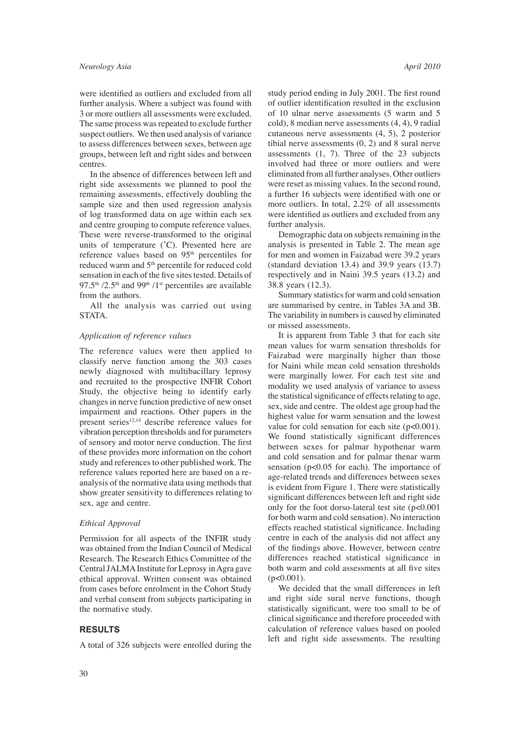were identified as outliers and excluded from all further analysis. Where a subject was found with 3 or more outliers all assessments were excluded. The same process was repeated to exclude further suspect outliers. We then used analysis of variance to assess differences between sexes, between age groups, between left and right sides and between centres.

In the absence of differences between left and right side assessments we planned to pool the remaining assessments, effectively doubling the sample size and then used regression analysis of log transformed data on age within each sex and centre grouping to compute reference values. These were reverse-transformed to the original units of temperature (˚C). Presented here are reference values based on 95th percentiles for reduced warm and 5th percentile for reduced cold sensation in each of the five sites tested. Details of 97.5th /2.5th and 99th /1st percentiles are available from the authors.

All the analysis was carried out using STATA.

### *Application of reference values*

The reference values were then applied to classify nerve function among the 303 cases newly diagnosed with multibacillary leprosy and recruited to the prospective INFIR Cohort Study, the objective being to identify early changes in nerve function predictive of new onset impairment and reactions. Other papers in the present series[12,14] describe reference values for vibration perception thresholds and for parameters of sensory and motor nerve conduction. The first of these provides more information on the cohort study and references to other published work. The reference values reported here are based on a re-analysis of the normative data using methods that show greater sensitivity to differences relating to sex, age and centre.

### *Ethical Approval*

Permission for all aspects of the INFIR study was obtained from the Indian Council of Medical Research. The Research Ethics Committee of the Central JALMA Institute for Leprosy in Agra gave ethical approval. Written consent was obtained from cases before enrolment in the Cohort Study and verbal consent from subjects participating in the normative study.

## RESULTS

A total of 326 subjects were enrolled during the study period ending in July 2001. The first round of outlier identification resulted in the exclusion of 10 ulnar nerve assessments (5 warm and 5 cold), 8 median nerve assessments (4, 4), 9 radial cutaneous nerve assessments (4, 5), 2 posterior tibial nerve assessments (0, 2) and 8 sural nerve assessments (1, 7). Three of the 23 subjects involved had three or more outliers and were eliminated from all further analyses. Other outliers were reset as missing values. In the second round, a further 16 subjects were identified with one or more outliers. In total, 2.2% of all assessments were identified as outliers and excluded from any further analysis.

Demographic data on subjects remaining in the analysis is presented in Table 2. The mean age for men and women in Faizabad were 39.2 years (standard deviation 13.4) and 39.9 years (13.7) respectively and in Naini 39.5 years (13.2) and 38.8 years (12.3).

Summary statistics for warm and cold sensation are summarised by centre, in Tables 3A and 3B. The variability in numbers is caused by eliminated or missed assessments.

It is apparent from Table 3 that for each site mean values for warm sensation thresholds for Faizabad were marginally higher than those for Naini while mean cold sensation thresholds were marginally lower. For each test site and modality we used analysis of variance to assess the statistical significance of effects relating to age, sex, side and centre. The oldest age group had the highest value for warm sensation and the lowest value for cold sensation for each site ($p<0.001$). We found statistically significant differences between sexes for palmar hypothenar warm and cold sensation and for palmar thenar warm sensation ($p<0.05$ for each). The importance of age-related trends and differences between sexes is evident from Figure 1. There were statistically significant differences between left and right side only for the foot dorso-lateral test site ($p<0.001$ for both warm and cold sensation). No interaction effects reached statistical significance. Including centre in each of the analysis did not affect any of the findings above. However, between centre differences reached statistical significance in both warm and cold assessments at all five sites ($p<0.001$).

We decided that the small differences in left and right side sural nerve functions, though statistically significant, were too small to be of clinical significance and therefore proceeded with calculation of reference values based on pooled left and right side assessments. The resulting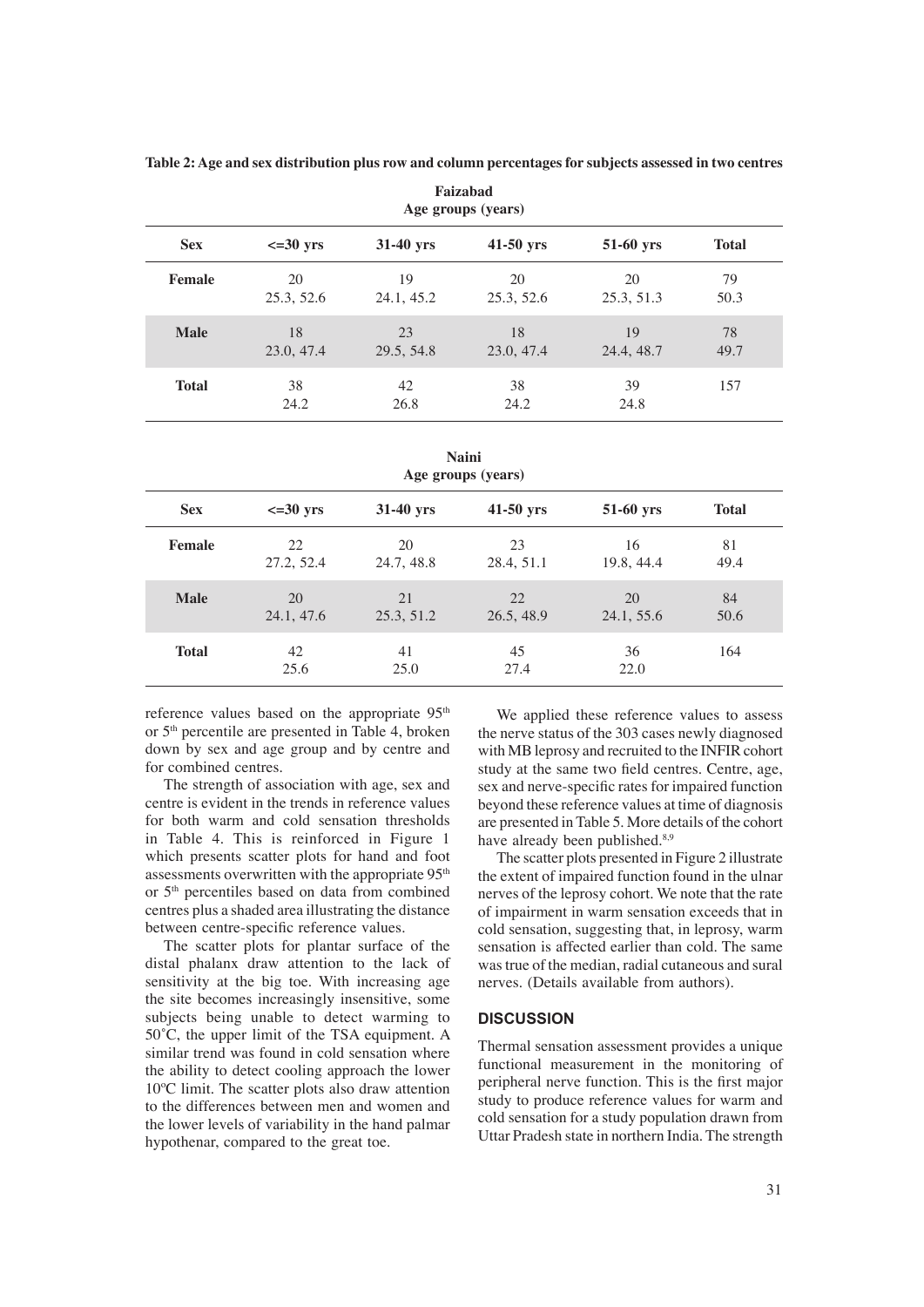**Table 2: Age and sex distribution plus row and column percentages for subjects assessed in two centres**

**Faizabad**
Age groups (years)

| Sex | <=30 yrs | 31-40 yrs | 41-50 yrs | 51-60 yrs | Total |
|---|---|---|---|---|---|
| **Female** | 20<br>25.3, 52.6 | 19<br>24.1, 45.2 | 20<br>25.3, 52.6 | 20<br>25.3, 51.3 | 79<br>50.3 |
| **Male** | 18<br>23.0, 47.4 | 23<br>29.5, 54.8 | 18<br>23.0, 47.4 | 19<br>24.4, 48.7 | 78<br>49.7 |
| **Total** | 38<br>24.2 | 42<br>26.8 | 38<br>24.2 | 39<br>24.8 | 157 |

**Naini**
Age groups (years)

| Sex | <=30 yrs | 31-40 yrs | 41-50 yrs | 51-60 yrs | Total |
|---|---|---|---|---|---|
| **Female** | 22<br>27.2, 52.4 | 20<br>24.7, 48.8 | 23<br>28.4, 51.1 | 16<br>19.8, 44.4 | 81<br>49.4 |
| **Male** | 20<br>24.1, 47.6 | 21<br>25.3, 51.2 | 22<br>26.5, 48.9 | 20<br>24.1, 55.6 | 84<br>50.6 |
| **Total** | 42<br>25.6 | 41<br>25.0 | 45<br>27.4 | 36<br>22.0 | 164 |

reference values based on the appropriate 95th or 5th percentile are presented in Table 4, broken down by sex and age group and by centre and for combined centres.

The strength of association with age, sex and centre is evident in the trends in reference values for both warm and cold sensation thresholds in Table 4. This is reinforced in Figure 1 which presents scatter plots for hand and foot assessments overwritten with the appropriate 95th or 5th percentiles based on data from combined centres plus a shaded area illustrating the distance between centre-specific reference values.

The scatter plots for plantar surface of the distal phalanx draw attention to the lack of sensitivity at the big toe. With increasing age the site becomes increasingly insensitive, some subjects being unable to detect warming to 50˚C, the upper limit of the TSA equipment. A similar trend was found in cold sensation where the ability to detect cooling approach the lower 10ºC limit. The scatter plots also draw attention to the differences between men and women and the lower levels of variability in the hand palmar hypothenar, compared to the great toe.

We applied these reference values to assess the nerve status of the 303 cases newly diagnosed with MB leprosy and recruited to the INFIR cohort study at the same two field centres. Centre, age, sex and nerve-specific rates for impaired function beyond these reference values at time of diagnosis are presented in Table 5. More details of the cohort have already been published.[8,9]

The scatter plots presented in Figure 2 illustrate the extent of impaired function found in the ulnar nerves of the leprosy cohort. We note that the rate of impairment in warm sensation exceeds that in cold sensation, suggesting that, in leprosy, warm sensation is affected earlier than cold. The same was true of the median, radial cutaneous and sural nerves. (Details available from authors).

## DISCUSSION

Thermal sensation assessment provides a unique functional measurement in the monitoring of peripheral nerve function. This is the first major study to produce reference values for warm and cold sensation for a study population drawn from Uttar Pradesh state in northern India. The strength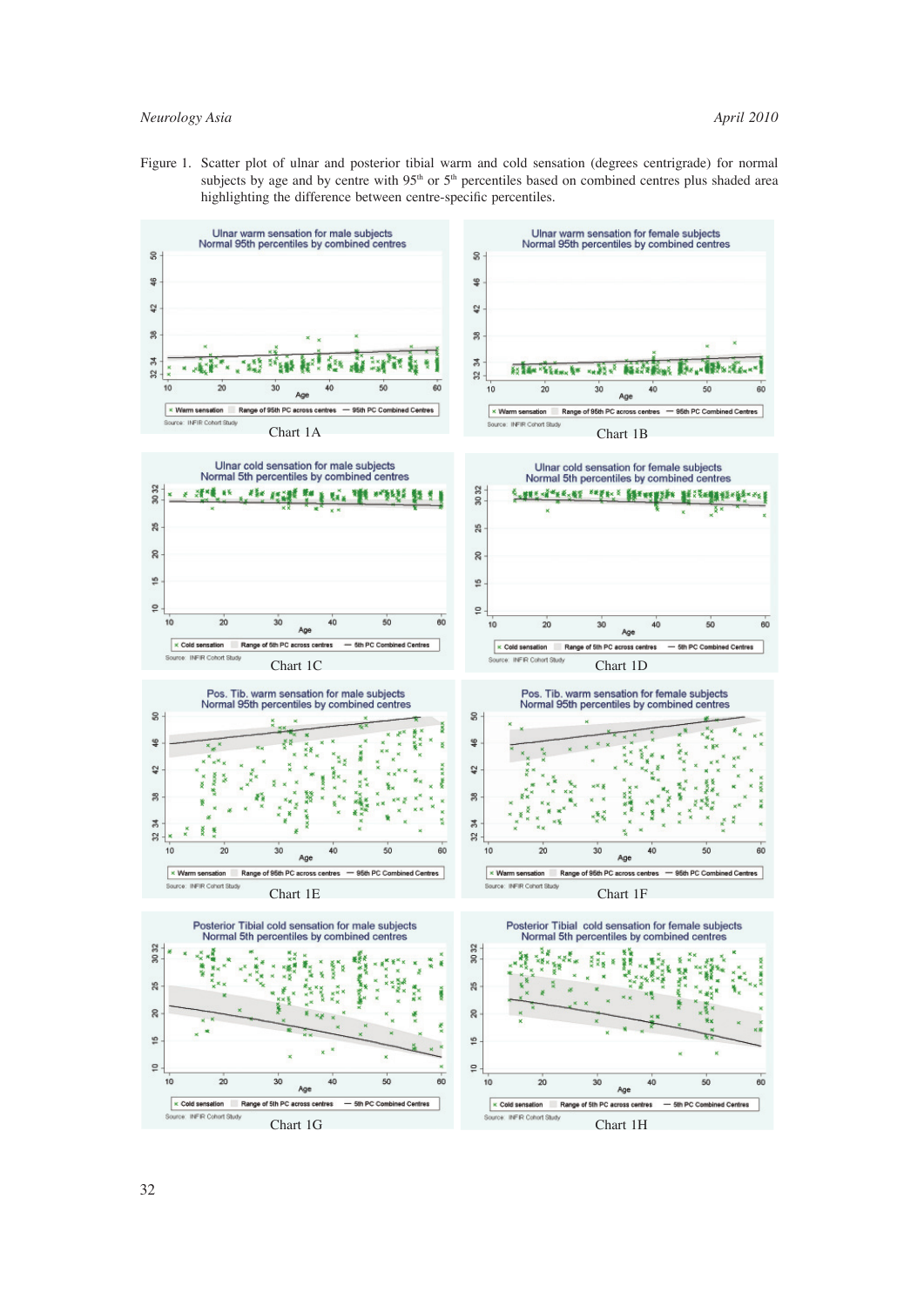Figure 1. Scatter plot of ulnar and posterior tibial warm and cold sensation (degrees centrigrade) for normal subjects by age and by centre with 95[th] or 5[th] percentiles based on combined centres plus shaded area highlighting the difference between centre-specific percentiles.

Chart 1A

Chart 1B

Chart 1C

Chart 1D

Chart 1E

Chart 1F

Chart 1G

Chart 1H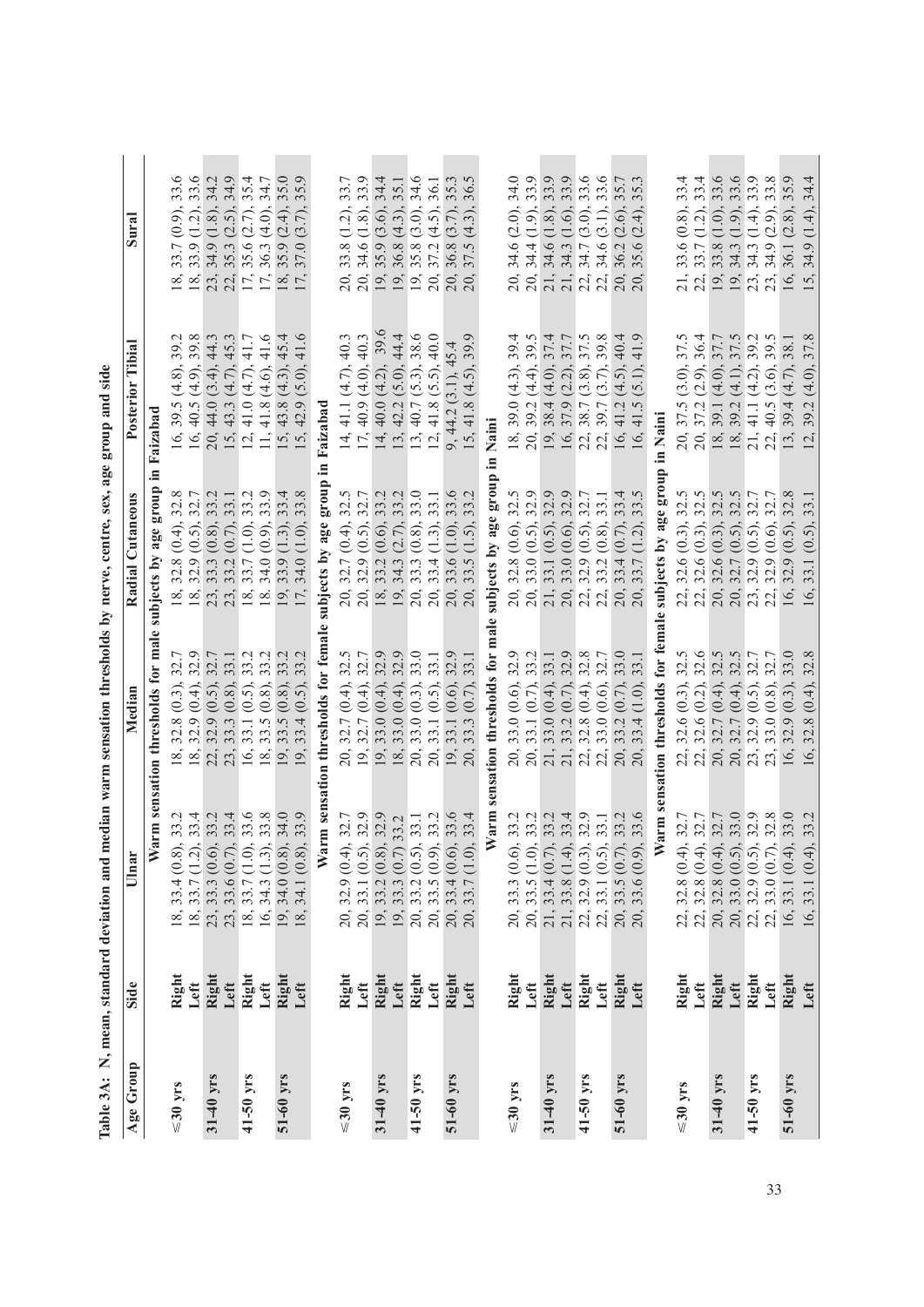**Table 3A: N, mean, standard deviation and median warm sensation thresholds by nerve, centre, sex, age group and side**

| Age Group | Side | Ulnar | Median | Radial Cutaneous | Posterior Tibial | Sural |
|---|---|---|---|---|---|---|
| **Warm sensation thresholds for male subjects by age group in Faizabad** | | | | | | |
| ≤30 yrs | **Right** | 18, 33.4 (0.8), 33.2 | 18, 32.8 (0.3), 32.7 | 18, 32.8 (0.4), 32.8 | 16, 39.5 (4.8), 39.2 | 18, 33.7 (0.9), 33.6 |
| | **Left** | 18, 33.7 (1.2), 33.4 | 18, 32.9 (0.4), 32.9 | 18, 32.9 (0.5), 32.7 | 16, 40.5 (4.9), 39.8 | 18, 33.9 (1.2), 33.6 |
| **31-40 yrs** | **Right** | 23, 33.3 (0.6), 33.2 | 22, 32.9 (0.5), 32.7 | 23, 33.3 (0.8), 33.2 | 20, 44.0 (3.4), 44.3 | 23, 34.9 (1.8), 34.2 |
| | **Left** | 23, 33.6 (0.7), 33.4 | 23, 33.3 (0.8), 33.1 | 23, 33.2 (0.7), 33.1 | 15, 43.3 (4.7), 45.3 | 22, 35.3 (2.5), 34.9 |
| 41-50 yrs | **Right** | 18, 33.7 (1.0), 33.6 | 16, 33.1 (0.5), 33.2 | 18, 33.7 (1.0), 33.2 | 12, 41.0 (4.7), 41.7 | 17, 35.6 (2.7), 35.4 |
| | **Left** | 16, 34.3 (1.3), 33.8 | 18, 33.5 (0.8), 33.2 | 18, 34.0 (0.9), 33.9 | 11, 41.8 (4.6), 41.6 | 17, 36.3 (4.0), 34.7 |
| **51-60 yrs** | **Right** | 19, 34.0 (0.8), 34.0 | 19, 33.5 (0.8), 33.2 | 19, 33.9 (1.3), 33.4 | 15, 43.8 (4.3), 45.4 | 18, 35.9 (2.4), 35.0 |
| | **Left** | 18, 34.1 (0.8), 33.9 | 19, 33.4 (0.5), 33.2 | 17, 34.0 (1.0), 33.8 | 15, 42.9 (5.0), 41.6 | 17, 37.0 (3.7), 35.9 |
| **Warm sensation thresholds for female subjects by age group in Faizabad** | | | | | | |
| ≤30 yrs | **Right** | 20, 32.9 (0.4), 32.7 | 20, 32.7 (0.4), 32.5 | 20, 32.7 (0.4), 32.5 | 14, 41.1 (4.7), 40.3 | 20, 33.8 (1.2), 33.7 |
| | **Left** | 20, 33.1 (0.5), 32.9 | 19, 32.7 (0.4), 32.7 | 20, 32.9 (0.5), 32.7 | 17, 40.9 (4.0), 40.3 | 20, 34.6 (1.8), 33.9 |
| **31-40 yrs** | **Right** | 19, 33.2 (0.8), 32.9 | 19, 33.0 (0.4), 32.9 | 18, 33.2 (0.6), 33.2 | 14, 40.0 (4.2), 39.6 | 19, 35.9 (3.6), 34.4 |
| | **Left** | 19, 33.3 (0.7) 33.2 | 18, 33.0 (0.4), 32.9 | 19, 34.3 (2.7), 33.2 | 13, 42.2 (5.0), 44.4 | 19, 36.8 (4.3), 35.1 |
| 41-50 yrs | **Right** | 20, 33.2 (0.5), 33.1 | 20, 33.0 (0.3), 33.0 | 20, 33.3 (0.8), 33.0 | 13, 40.7 (5.3), 38.6 | 19, 35.8 (3.0), 34.6 |
| | **Left** | 20, 33.5 (0.9), 33.2 | 20, 33.1 (0.5), 33.1 | 20, 33.4 (1.3), 33.1 | 12, 41.8 (5.5), 40.0 | 20, 37.2 (4.5), 36.1 |
| **51-60 yrs** | **Right** | 20, 33.4 (0.6), 33.6 | 19, 33.1 (0.6), 32.9 | 20, 33.6 (1.0), 33.6 | 9, 44.2 (3.1), 45.4 | 20, 36.8 (3.7), 35.3 |
| | **Left** | 20, 33.7 (1.0), 33.4 | 20, 33.3 (0.7), 33.1 | 20, 33.5 (1.5), 33.2 | 15, 41.8 (4.5), 39.9 | 20, 37.5 (4.3), 36.5 |
| **Warm sensation thresholds for male subjects by age group in Naini** | | | | | | |
| ≤30 yrs | **Right** | 20, 33.3 (0.6), 33.2 | 20, 33.0 (0.6), 32.9 | 20, 32.8 (0.6), 32.5 | 18, 39.0 (4.3), 39.4 | 20, 34.6 (2.0), 34.0 |
| | **Left** | 20, 33.5 (1.0), 33.2 | 20, 33.1 (0.7), 33.2 | 20, 33.0 (0.5), 32.9 | 20, 39.2 (4.4), 39.5 | 20, 34.4 (1.9), 33.9 |
| **31-40 yrs** | **Right** | 21, 33.4 (0.7), 33.2 | 21, 33.0 (0.4), 33.1 | 21, 33.1 (0.5), 32.9 | 19, 38.4 (4.0), 37.4 | 21, 34.6 (1.8), 33.9 |
| | **Left** | 21, 33.8 (1.4), 33.4 | 21, 33.2 (0.7), 32.9 | 20, 33.0 (0.6), 32.9 | 16, 37.9 (2.2), 37.7 | 21, 34.3 (1.6), 33.9 |
| 41-50 yrs | **Right** | 22, 32.9 (0.3), 32.9 | 22, 32.8 (0.4), 32.8 | 22, 32.9 (0.5), 32.7 | 22, 38.7 (3.8), 37.5 | 22, 34.7 (3.0), 33.6 |
| | **Left** | 22, 33.1 (0.5), 33.1 | 22, 33.0 (0.6), 32.7 | 22, 33.2 (0.8), 33.1 | 22, 39.7 (3.7), 39.8 | 22, 34.6 (3.1), 33.6 |
| **51-60 yrs** | **Right** | 20, 33.5 (0.7), 33.2 | 20, 33.2 (0.7), 33.0 | 20, 33.4 (0.7), 33.4 | 16, 41.2 (4.5), 40.4 | 20, 36.2 (2.6), 35.7 |
| | **Left** | 20, 33.6 (0.9), 33.6 | 20, 33.4 (1.0), 33.1 | 20, 33.7 (1.2), 33.5 | 16, 41.5 (5.1), 41.9 | 20, 35.6 (2.4), 35.3 |
| **Warm sensation thresholds for female subjects by age group in Naini** | | | | | | |
| ≤30 yrs | **Right** | 22, 32.8 (0.4), 32.7 | 22, 32.6 (0.3), 32.5 | 22, 32.6 (0.3), 32.5 | 20, 37.5 (3.0), 37.5 | 21, 33.6 (0.8), 33.4 |
| | **Left** | 22, 32.8 (0.4), 32.7 | 22, 32.6 (0.2), 32.6 | 22, 32.6 (0.3), 32.5 | 20, 37.2 (2.9), 36.4 | 22, 33.7 (1.2), 33.4 |
| **31-40 yrs** | **Right** | 20, 32.8 (0.4), 32.7 | 20, 32.7 (0.4), 32.5 | 20, 32.6 (0.3), 32.5 | 18, 39.1 (4.0), 37.7 | 19, 33.8 (1.0), 33.6 |
| | **Left** | 20, 33.0 (0.5), 33.0 | 20, 32.7 (0.4), 32.5 | 20, 32.7 (0.5), 32.5 | 18, 39.2 (4.1), 37.5 | 19, 34.3 (1.9), 33.6 |
| 41-50 yrs | **Right** | 22, 32.9 (0.5), 32.9 | 23, 32.9 (0.5), 32.7 | 23, 32.9 (0.5), 32.7 | 21, 41.1 (4.2), 39.2 | 23, 34.3 (1.4), 33.9 |
| | **Left** | 22, 33.0 (0.7), 32.8 | 23, 33.0 (0.8), 32.7 | 22, 32.9 (0.6), 32.7 | 22, 40.5 (3.6), 39.5 | 23, 34.9 (2.9), 33.8 |
| **51-60 yrs** | **Right** | 16, 33.1 (0.4), 33.0 | 16, 32.9 (0.3), 33.0 | 16, 32.9 (0.5), 32.8 | 13, 39.4 (4.7), 38.1 | 16, 36.1 (2.8), 35.9 |
| | **Left** | 16, 33.1 (0.4), 33.2 | 16, 32.8 (0.4), 32.8 | 16, 33.1 (0.5), 33.1 | 12, 39.2 (4.0), 37.8 | 15, 34.9 (1.4), 34.4 |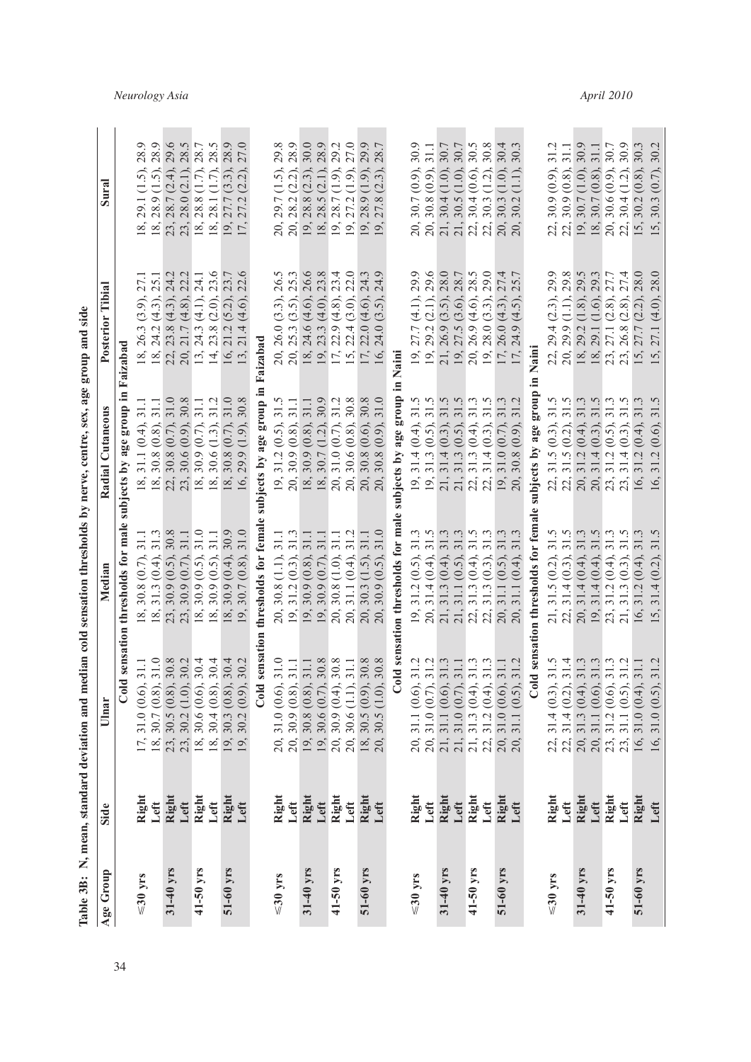**Table 3B: N, mean, standard deviation and median cold sensation thresholds by nerve, centre, sex, age group and side**

| Age Group | Side | Ulnar | Median | Radial Cutaneous | Posterior Tibial | Sural |
|---|---|---|---|---|---|---|
| **Cold sensation thresholds for male subjects by age group in Faizabad** | | | | | | |
| ≤30 yrs | Right | 17, 31.0 (0.6), 31.1 | 18, 30.8 (0.7), 31.1 | 18, 31.1 (0.4), 31.1 | 18, 26.3 (3.9), 27.1 | 18, 29.1 (1.5), 28.9 |
| | Left | 18, 30.7 (0.8), 31.0 | 18, 31.3 (0.4), 31.3 | 18, 30.8 (0.8), 31.1 | 18, 24.2 (4.3), 25.1 | 18, 28.9 (1.5), 28.9 |
| 31-40 yrs | Right | 23, 30.5 (0.8), 30.8 | 23, 30.9 (0.5), 30.8 | 22, 30.8 (0.7), 31.0 | 22, 23.8 (4.3), 24.2 | 23, 28.7 (2.4), 29.6 |
| | Left | 23, 30.2 (1.0), 30.2 | 23, 30.9 (0.7), 31.1 | 23, 30.6 (0.9), 30.8 | 20, 21.7 (4.8), 22.2 | 23, 28.0 (2.1), 28.5 |
| 41-50 yrs | Right | 18, 30.6 (0.6), 30.4 | 18, 30.9 (0.5), 31.0 | 18, 30.9 (0.7), 31.1 | 13, 24.3 (4.1), 24.1 | 18, 28.8 (1.7), 28.7 |
| | Left | 18, 30.4 (0.8), 30.4 | 18, 30.9 (0.5), 31.1 | 18, 30.6 (1.3), 31.2 | 14, 23.8 (2.0), 23.6 | 18, 28.1 (1.7), 28.5 |
| 51-60 yrs | Right | 19, 30.3 (0.8), 30.4 | 18, 30.9 (0.4), 30.9 | 18, 30.8 (0.7), 31.0 | 16, 21.2 (5.2), 23.7 | 19, 27.7 (3.3), 28.9 |
| | Left | 19, 30.2 (0.9), 30.2 | 19, 30.7 (0.8), 31.0 | 16, 29.9 (1.9), 30.8 | 13, 21.4 (4.6), 22.6 | 17, 27.2 (2.2), 27.0 |
| **Cold sensation thresholds for female subjects by age group in Faizabad** | | | | | | |
| ≤30 yrs | Right | 20, 31.0 (0.6), 31.0 | 20, 30.8 (1.1), 31.1 | 19, 31.2 (0.5), 31.5 | 20, 26.0 (3.3), 26.5 | 20, 29.7 (1.5), 29.8 |
| | Left | 20, 30.9 (0.8), 31.1 | 19, 31.2 (0.3), 31.3 | 20, 30.9 (0.8), 31.1 | 20, 25.3 (3.5), 25.3 | 20, 28.2 (2.2), 28.9 |
| 31-40 yrs | Right | 19, 30.8 (0.8), 31.1 | 19, 30.9 (0.8), 31.1 | 18, 30.9 (0.8), 31.1 | 18, 24.6 (4.6), 26.6 | 19, 28.8 (2.3), 30.0 |
| | Left | 19, 30.6 (0.7), 30.8 | 19, 30.9 (0.7), 31.1 | 18, 30.7 (1.2), 30.9 | 19, 23.3 (4.0), 23.8 | 18, 28.5 (2.1), 28.9 |
| 41-50 yrs | Right | 20, 30.9 (0.4), 30.8 | 20, 30.8 (1.0), 31.1 | 20, 31.0 (0.7), 31.2 | 17, 22.9 (4.8), 23.4 | 19, 28.7 (1.9), 29.2 |
| | Left | 20, 30.6 (1.1), 31.1 | 20, 31.1 (0.4), 31.2 | 20, 30.6 (0.8), 30.8 | 15, 22.4 (3.0), 22.0 | 19, 27.2 (1.9), 27.0 |
| 51-60 yrs | Right | 18, 30.5 (0.9), 30.8 | 20, 30.3 (1.5), 31.1 | 20, 30.8 (0.6), 30.8 | 17, 22.0 (4.6), 24.3 | 19, 28.9 (1.9), 29.9 |
| | Left | 20, 30.5 (1.0), 30.8 | 20, 30.9 (0.5), 31.0 | 20, 30.8 (0.9), 31.0 | 16, 24.0 (3.5), 24.9 | 19, 27.8 (2.3), 28.7 |
| **Cold sensation thresholds for male subjects by age group in Naini** | | | | | | |
| ≤30 yrs | Right | 20, 31.1 (0.6), 31.2 | 19, 31.2 (0.5), 31.3 | 19, 31.4 (0.4), 31.5 | 19, 27.7 (4.1), 29.9 | 20, 30.7 (0.9), 30.9 |
| | Left | 20, 31.0 (0.7), 31.2 | 20, 31.4 (0.4), 31.5 | 19, 31.3 (0.5), 31.5 | 19, 29.2 (2.1), 29.6 | 20, 30.8 (0.9), 31.1 |
| 31-40 yrs | Right | 21, 31.1 (0.6), 31.3 | 21, 31.3 (0.4), 31.3 | 21, 31.4 (0.3), 31.5 | 21, 26.9 (3.5), 28.0 | 21, 30.4 (1.0), 30.7 |
| | Left | 21, 31.0 (0.7), 31.1 | 21, 31.1 (0.5), 31.3 | 21, 31.3 (0.5), 31.5 | 19, 27.5 (3.6), 28.7 | 21, 30.5 (1.0), 30.7 |
| 41-50 yrs | Right | 21, 31.3 (0.4), 31.3 | 22, 31.3 (0.4), 31.5 | 22, 31.3 (0.4), 31.3 | 20, 26.9 (4.6), 28.5 | 22, 30.4 (0.6), 30.5 |
| | Left | 22, 31.2 (0.4), 31.3 | 22, 31.3 (0.3), 31.3 | 22, 31.4 (0.3), 31.5 | 19, 28.0 (3.3), 29.0 | 22, 30.3 (1.2), 30.8 |
| 51-60 yrs | Right | 20, 31.0 (0.6), 31.1 | 20, 31.1 (0.5), 31.3 | 19, 31.0 (0.7), 31.3 | 17, 26.0 (4.3), 27.4 | 20, 30.3 (1.0), 30.4 |
| | Left | 20, 31.1 (0.5), 31.2 | 20, 31.1 (0.4), 31.3 | 20, 30.8 (0.9), 31.2 | 17, 24.9 (4.5), 25.7 | 20, 30.2 (1.1), 30.3 |
| **Cold sensation thresholds for female subjects by age group in Naini** | | | | | | |
| ≤30 yrs | Right | 22, 31.4 (0.3), 31.5 | 21, 31.5 (0.2), 31.5 | 22, 31.5 (0.3), 31.5 | 22, 29.4 (2.3), 29.9 | 22, 30.9 (0.9), 31.2 |
| | Left | 22, 31.4 (0.2), 31.4 | 22, 31.4 (0.3), 31.5 | 22, 31.5 (0.2), 31.5 | 20, 29.9 (1.1), 29.8 | 22, 30.9 (0.8), 31.1 |
| 31-40 yrs | Right | 20, 31.3 (0.4), 31.3 | 20, 31.4 (0.4), 31.3 | 20, 31.2 (0.4), 31.3 | 18, 29.2 (1.8), 29.5 | 19, 30.7 (1.0), 30.9 |
| | Left | 20, 31.1 (0.6), 31.3 | 19, 31.4 (0.4), 31.5 | 20, 31.4 (0.3), 31.5 | 18, 29.1 (1.6), 29.3 | 18, 30.7 (0.8), 31.1 |
| 41-50 yrs | Right | 23, 31.2 (0.6), 31.3 | 23, 31.2 (0.4), 31.3 | 23, 31.2 (0.5), 31.3 | 23, 27.1 (2.8), 27.7 | 20, 30.6 (0.9), 30.7 |
| | Left | 23, 31.1 (0.5), 31.2 | 21, 31.3 (0.3), 31.5 | 23, 31.4 (0.3), 31.5 | 23, 26.8 (2.8), 27.4 | 22, 30.4 (1.2), 30.9 |
| 51-60 yrs | Right | 16, 31.0 (0.4), 31.1 | 16, 31.2 (0.4), 31.3 | 16, 31.2 (0.4), 31.3 | 15, 27.7 (2.2), 28.0 | 15, 30.2 (0.8), 30.3 |
| | Left | 16, 31.0 (0.5), 31.2 | 15, 31.4 (0.2), 31.5 | 16, 31.2 (0.6), 31.5 | 15, 27.1 (4.0), 28.0 | 15, 30.3 (0.7), 30.2 |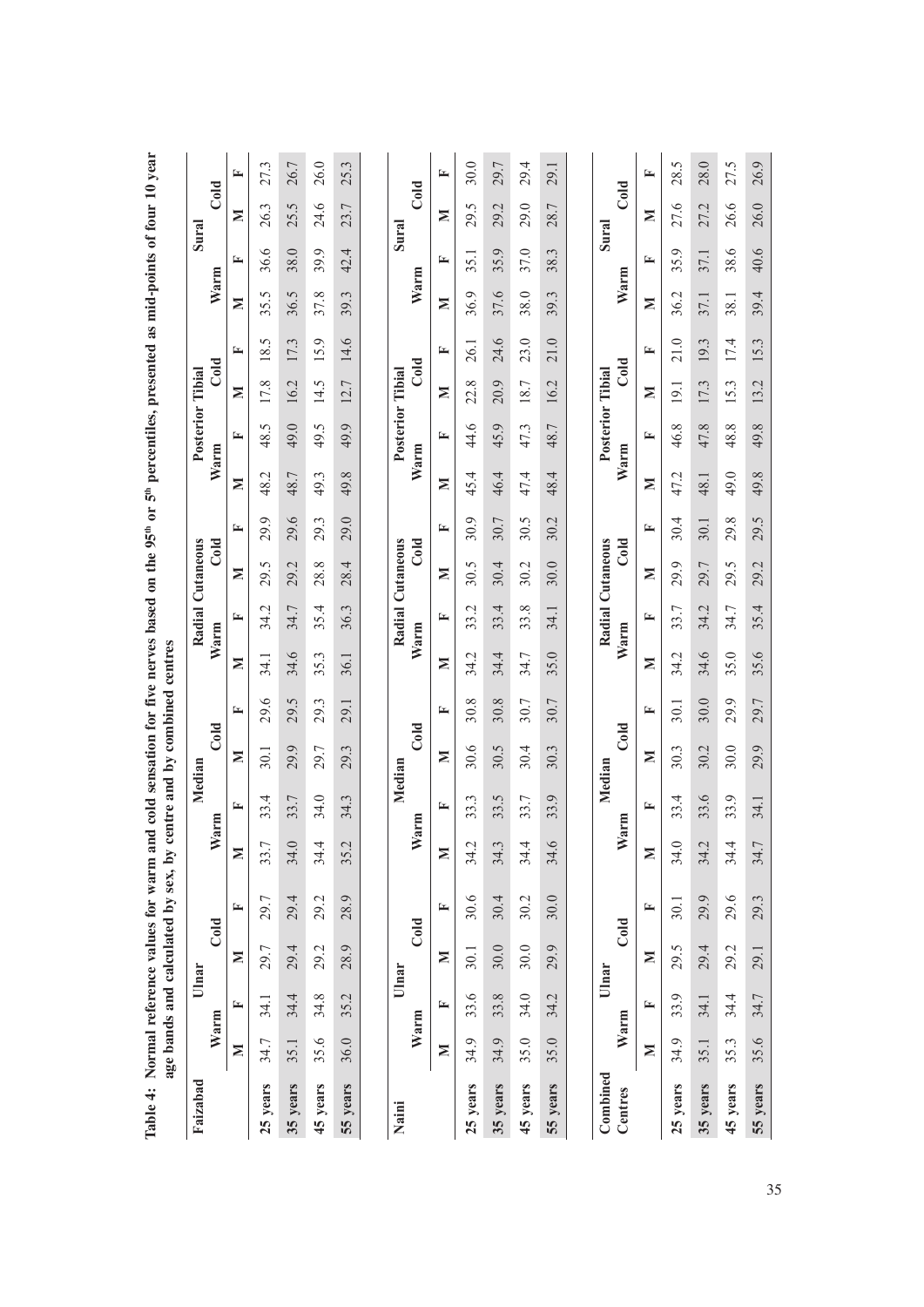**Table 4: Normal reference values for warm and cold sensation for five nerves based on the 95[th] or 5[th] percentiles, presented as mid-points of four 10 year age bands and calculated by sex, by centre and by combined centres**

| Faizabad | Ulnar | | | | Median | | | | Radial Cutaneous | | | | Posterior Tibial | | | | Sural | | | |
|---|---|---|---|---|---|---|---|---|---|---|---|---|---|---|---|---|---|---|---|---|
| | Warm | | Cold | | Warm | | Cold | | Warm | | Cold | | Warm | | Cold | | Warm | | Cold | |
| | M | F | M | F | M | F | M | F | M | F | M | F | M | F | M | F | M | F | M | F |
| 25 years | 34.7 | 34.1 | 29.7 | 29.7 | 33.7 | 33.4 | 30.1 | 29.6 | 34.1 | 34.2 | 29.5 | 29.9 | 48.2 | 48.5 | 17.8 | 18.5 | 35.5 | 36.6 | 26.3 | 27.3 |
| 35 years | 35.1 | 34.4 | 29.4 | 29.4 | 34.0 | 33.7 | 29.9 | 29.5 | 34.6 | 34.7 | 29.2 | 29.6 | 48.7 | 49.0 | 16.2 | 17.3 | 36.5 | 38.0 | 25.5 | 26.7 |
| 45 years | 35.6 | 34.8 | 29.2 | 29.2 | 34.4 | 34.0 | 29.7 | 29.3 | 35.3 | 35.4 | 28.8 | 29.3 | 49.3 | 49.5 | 14.5 | 15.9 | 37.8 | 39.9 | 24.6 | 26.0 |
| 55 years | 36.0 | 35.2 | 28.9 | 28.9 | 35.2 | 34.3 | 29.3 | 29.1 | 36.1 | 36.3 | 28.4 | 29.0 | 49.8 | 49.9 | 12.7 | 14.6 | 39.3 | 42.4 | 23.7 | 25.3 |

| Naini | Ulnar | | | | Median | | | | Radial Cutaneous | | | | Posterior Tibial | | | | Sural | | | |
|---|---|---|---|---|---|---|---|---|---|---|---|---|---|---|---|---|---|---|---|---|
| | Warm | | Cold | | Warm | | Cold | | Warm | | Cold | | Warm | | Cold | | Warm | | Cold | |
| | M | F | M | F | M | F | M | F | M | F | M | F | M | F | M | F | M | F | M | F |
| 25 years | 34.9 | 33.6 | 30.1 | 30.6 | 34.2 | 33.3 | 30.6 | 30.8 | 34.2 | 33.2 | 30.5 | 30.9 | 45.4 | 44.6 | 22.8 | 26.1 | 36.9 | 35.1 | 29.5 | 30.0 |
| 35 years | 34.9 | 33.8 | 30.0 | 30.4 | 34.3 | 33.5 | 30.5 | 30.8 | 34.4 | 33.4 | 30.4 | 30.7 | 46.4 | 45.9 | 20.9 | 24.6 | 37.6 | 35.9 | 29.2 | 29.7 |
| 45 years | 35.0 | 34.0 | 30.0 | 30.2 | 34.4 | 33.7 | 30.4 | 30.7 | 34.7 | 33.8 | 30.2 | 30.5 | 47.4 | 47.3 | 18.7 | 23.0 | 38.0 | 37.0 | 29.0 | 29.4 |
| 55 years | 35.0 | 34.2 | 29.9 | 30.0 | 34.6 | 33.9 | 30.3 | 30.7 | 35.0 | 34.1 | 30.0 | 30.2 | 48.4 | 48.7 | 16.2 | 21.0 | 39.3 | 38.3 | 28.7 | 29.1 |

| Combined Centres | Ulnar | | | | Median | | | | Radial Cutaneous | | | | Posterior Tibial | | | | Sural | | | |
|---|---|---|---|---|---|---|---|---|---|---|---|---|---|---|---|---|---|---|---|---|
| | Warm | | Cold | | Warm | | Cold | | Warm | | Cold | | Warm | | Cold | | Warm | | Cold | |
| | M | F | M | F | M | F | M | F | M | F | M | F | M | F | M | F | M | F | M | F |
| 25 years | 34.9 | 33.9 | 29.5 | 30.1 | 34.0 | 33.4 | 30.3 | 30.1 | 34.2 | 33.7 | 29.9 | 30.4 | 47.2 | 46.8 | 19.1 | 21.0 | 36.2 | 35.9 | 27.6 | 28.5 |
| 35 years | 35.1 | 34.1 | 29.4 | 29.9 | 34.2 | 33.6 | 30.2 | 30.0 | 34.6 | 34.2 | 29.7 | 30.1 | 48.1 | 47.8 | 17.3 | 19.3 | 37.1 | 37.1 | 27.2 | 28.0 |
| 45 years | 35.3 | 34.4 | 29.2 | 29.6 | 34.4 | 33.9 | 30.0 | 29.9 | 35.0 | 34.7 | 29.5 | 29.8 | 49.0 | 48.8 | 15.3 | 17.4 | 38.1 | 38.6 | 26.6 | 27.5 |
| 55 years | 35.6 | 34.7 | 29.1 | 29.3 | 34.7 | 34.1 | 29.9 | 29.7 | 35.6 | 35.4 | 29.2 | 29.5 | 49.8 | 49.8 | 13.2 | 15.3 | 39.4 | 40.6 | 26.0 | 26.9 |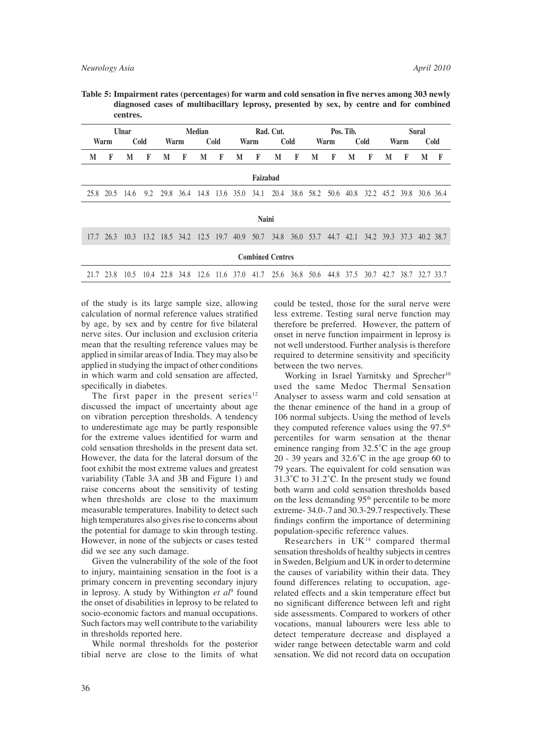**Table 5: Impairment rates (percentages) for warm and cold sensation in five nerves among 303 newly diagnosed cases of multibacillary leprosy, presented by sex, by centre and for combined centres.**

| Ulnar | | | | Median | | | | Rad. Cut. | | | | Pos. Tib. | | | | Sural | | | |
|---|---|---|---|---|---|---|---|---|---|---|---|---|---|---|---|---|---|---|---|
| Warm | | Cold | | Warm | | Cold | | Warm | | Cold | | Warm | | Cold | | Warm | | Cold | |
| M | F | M | F | M | F | M | F | M | F | M | F | M | F | M | F | M | F | M | F |
| **Faizabad** | | | | | | | | | | | | | | | | | | | |
| 25.8 | 20.5 | 14.6 | 9.2 | 29.8 | 36.4 | 14.8 | 13.6 | 35.0 | 34.1 | 20.4 | 38.6 | 58.2 | 50.6 | 40.8 | 32.2 | 45.2 | 39.8 | 30.6 | 36.4 |
| **Naini** | | | | | | | | | | | | | | | | | | | |
| 17.7 | 26.3 | 10.3 | 13.2 | 18.5 | 34.2 | 12.5 | 19.7 | 40.9 | 50.7 | 34.8 | 36.0 | 53.7 | 44.7 | 42.1 | 34.2 | 39.3 | 37.3 | 40.2 | 38.7 |
| **Combined Centres** | | | | | | | | | | | | | | | | | | | |
| 21.7 | 23.8 | 10.5 | 10.4 | 22.8 | 34.8 | 12.6 | 11.6 | 37.0 | 41.7 | 25.6 | 36.8 | 50.6 | 44.8 | 37.5 | 30.7 | 42.7 | 38.7 | 32.7 | 33.7 |

of the study is its large sample size, allowing calculation of normal reference values stratified by age, by sex and by centre for five bilateral nerve sites. Our inclusion and exclusion criteria mean that the resulting reference values may be applied in similar areas of India. They may also be applied in studying the impact of other conditions in which warm and cold sensation are affected, specifically in diabetes.

The first paper in the present series[12] discussed the impact of uncertainty about age on vibration perception thresholds. A tendency to underestimate age may be partly responsible for the extreme values identified for warm and cold sensation thresholds in the present data set. However, the data for the lateral dorsum of the foot exhibit the most extreme values and greatest variability (Table 3A and 3B and Figure 1) and raise concerns about the sensitivity of testing when thresholds are close to the maximum measurable temperatures. Inability to detect such high temperatures also gives rise to concerns about the potential for damage to skin through testing. However, in none of the subjects or cases tested did we see any such damage.

Given the vulnerability of the sole of the foot to injury, maintaining sensation in the foot is a primary concern in preventing secondary injury in leprosy. A study by Withington *et al*[9] found the onset of disabilities in leprosy to be related to socio-economic factors and manual occupations. Such factors may well contribute to the variability in thresholds reported here.

While normal thresholds for the posterior tibial nerve are close to the limits of what could be tested, those for the sural nerve were less extreme. Testing sural nerve function may therefore be preferred. However, the pattern of onset in nerve function impairment in leprosy is not well understood. Further analysis is therefore required to determine sensitivity and specificity between the two nerves.

Working in Israel Yarnitsky and Sprecher[10] used the same Medoc Thermal Sensation Analyser to assess warm and cold sensation at the thenar eminence of the hand in a group of 106 normal subjects. Using the method of levels they computed reference values using the 97.5[th] percentiles for warm sensation at the thenar eminence ranging from 32.5˚C in the age group 20 - 39 years and 32.6˚C in the age group 60 to 79 years. The equivalent for cold sensation was 31.3˚C to 31.2˚C. In the present study we found both warm and cold sensation thresholds based on the less demanding 95[th] percentile to be more extreme- 34.0-.7 and 30.3-29.7 respectively. These findings confirm the importance of determining population-specific reference values.

Researchers in UK[14] compared thermal sensation thresholds of healthy subjects in centres in Sweden, Belgium and UK in order to determine the causes of variability within their data. They found differences relating to occupation, age-related effects and a skin temperature effect but no significant difference between left and right side assessments. Compared to workers of other vocations, manual labourers were less able to detect temperature decrease and displayed a wider range between detectable warm and cold sensation. We did not record data on occupation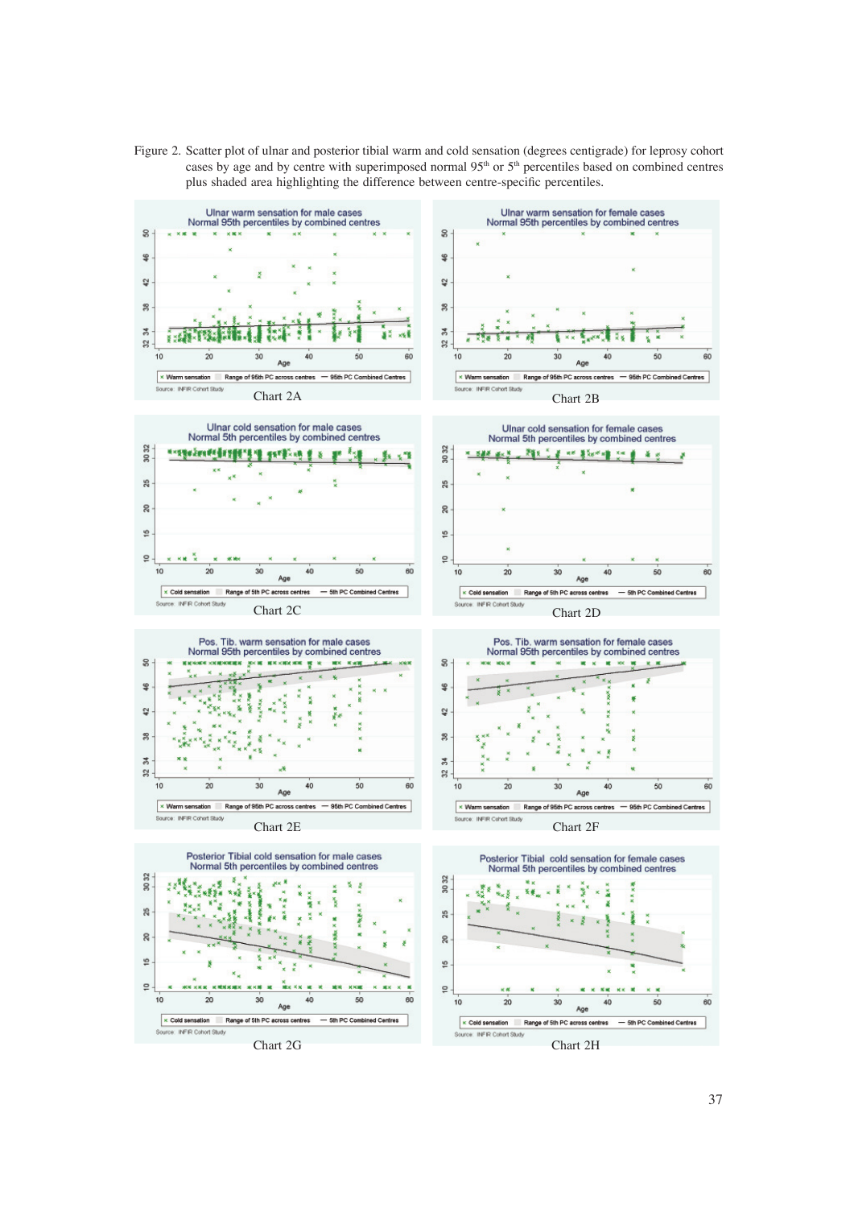Figure 2. Scatter plot of ulnar and posterior tibial warm and cold sensation (degrees centigrade) for leprosy cohort cases by age and by centre with superimposed normal 95[th] or 5[th] percentiles based on combined centres plus shaded area highlighting the difference between centre-specific percentiles.

Chart 2A

Chart 2B

Chart 2C

Chart 2D

Chart 2E

Chart 2F

Chart 2G

Chart 2H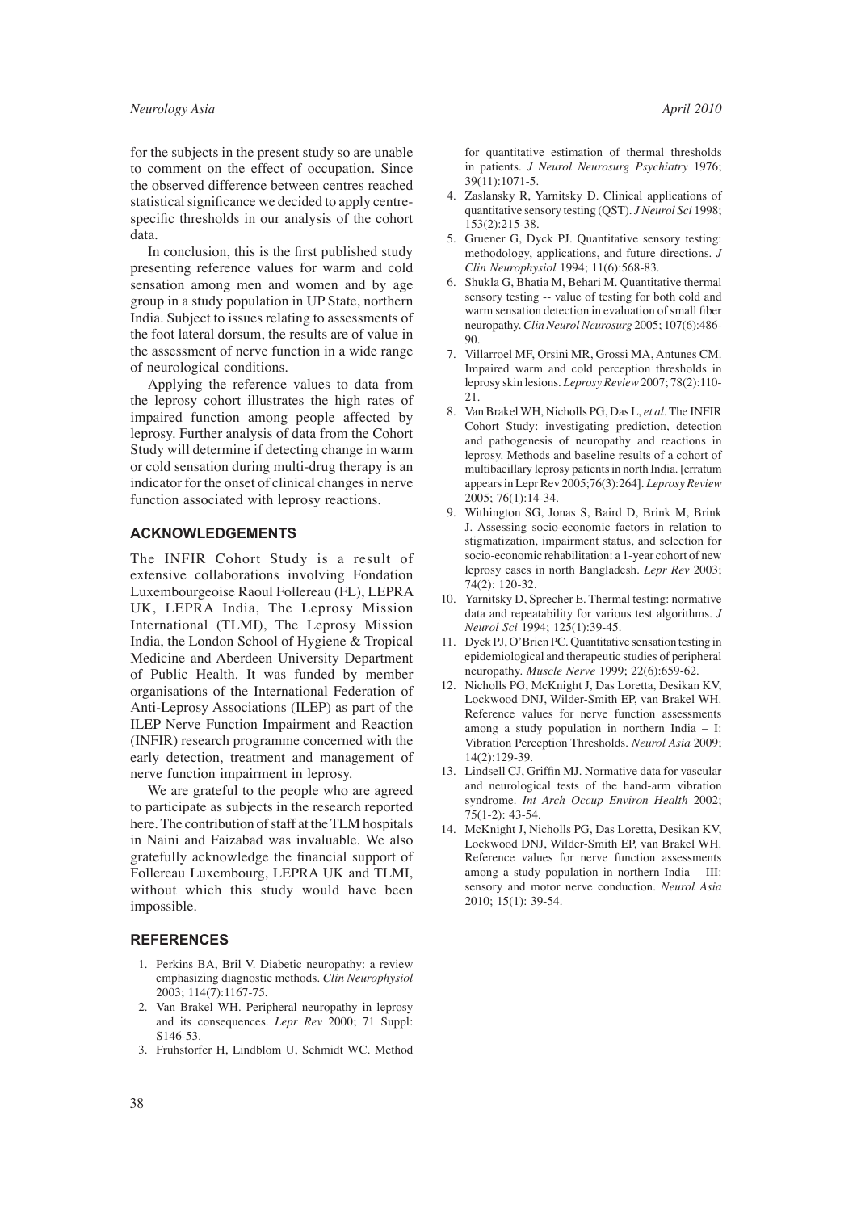for the subjects in the present study so are unable to comment on the effect of occupation. Since the observed difference between centres reached statistical significance we decided to apply centre-specific thresholds in our analysis of the cohort data.

In conclusion, this is the first published study presenting reference values for warm and cold sensation among men and women and by age group in a study population in UP State, northern India. Subject to issues relating to assessments of the foot lateral dorsum, the results are of value in the assessment of nerve function in a wide range of neurological conditions.

Applying the reference values to data from the leprosy cohort illustrates the high rates of impaired function among people affected by leprosy. Further analysis of data from the Cohort Study will determine if detecting change in warm or cold sensation during multi-drug therapy is an indicator for the onset of clinical changes in nerve function associated with leprosy reactions.

## ACKNOWLEDGEMENTS

The INFIR Cohort Study is a result of extensive collaborations involving Fondation Luxembourgeoise Raoul Follereau (FL), LEPRA UK, LEPRA India, The Leprosy Mission International (TLMI), The Leprosy Mission India, the London School of Hygiene & Tropical Medicine and Aberdeen University Department of Public Health. It was funded by member organisations of the International Federation of Anti-Leprosy Associations (ILEP) as part of the ILEP Nerve Function Impairment and Reaction (INFIR) research programme concerned with the early detection, treatment and management of nerve function impairment in leprosy.

We are grateful to the people who are agreed to participate as subjects in the research reported here. The contribution of staff at the TLM hospitals in Naini and Faizabad was invaluable. We also gratefully acknowledge the financial support of Follereau Luxembourg, LEPRA UK and TLMI, without which this study would have been impossible.

## REFERENCES

1. Perkins BA, Bril V. Diabetic neuropathy: a review emphasizing diagnostic methods. *Clin Neurophysiol* 2003; 114(7):1167-75.
2. Van Brakel WH. Peripheral neuropathy in leprosy and its consequences. *Lepr Rev* 2000; 71 Suppl: S146-53.
3. Fruhstorfer H, Lindblom U, Schmidt WC. Method for quantitative estimation of thermal thresholds in patients. *J Neurol Neurosurg Psychiatry* 1976; 39(11):1071-5.
4. Zaslansky R, Yarnitsky D. Clinical applications of quantitative sensory testing (QST). *J Neurol Sci* 1998; 153(2):215-38.
5. Gruener G, Dyck PJ. Quantitative sensory testing: methodology, applications, and future directions. *J Clin Neurophysiol* 1994; 11(6):568-83.
6. Shukla G, Bhatia M, Behari M. Quantitative thermal sensory testing -- value of testing for both cold and warm sensation detection in evaluation of small fiber neuropathy. *Clin Neurol Neurosurg* 2005; 107(6):486-90.
7. Villarroel MF, Orsini MR, Grossi MA, Antunes CM. Impaired warm and cold perception thresholds in leprosy skin lesions. *Leprosy Review* 2007; 78(2):110-21.
8. Van Brakel WH, Nicholls PG, Das L, *et al*. The INFIR Cohort Study: investigating prediction, detection and pathogenesis of neuropathy and reactions in leprosy. Methods and baseline results of a cohort of multibacillary leprosy patients in north India. [erratum appears in Lepr Rev 2005;76(3):264]. *Leprosy Review* 2005; 76(1):14-34.
9. Withington SG, Jonas S, Baird D, Brink M, Brink J. Assessing socio-economic factors in relation to stigmatization, impairment status, and selection for socio-economic rehabilitation: a 1-year cohort of new leprosy cases in north Bangladesh. *Lepr Rev* 2003; 74(2): 120-32.
10. Yarnitsky D, Sprecher E. Thermal testing: normative data and repeatability for various test algorithms. *J Neurol Sci* 1994; 125(1):39-45.
11. Dyck PJ, O'Brien PC. Quantitative sensation testing in epidemiological and therapeutic studies of peripheral neuropathy. *Muscle Nerve* 1999; 22(6):659-62.
12. Nicholls PG, McKnight J, Das Loretta, Desikan KV, Lockwood DNJ, Wilder-Smith EP, van Brakel WH. Reference values for nerve function assessments among a study population in northern India – I: Vibration Perception Thresholds. *Neurol Asia* 2009; 14(2):129-39.
13. Lindsell CJ, Griffin MJ. Normative data for vascular and neurological tests of the hand-arm vibration syndrome. *Int Arch Occup Environ Health* 2002; 75(1-2): 43-54.
14. McKnight J, Nicholls PG, Das Loretta, Desikan KV, Lockwood DNJ, Wilder-Smith EP, van Brakel WH. Reference values for nerve function assessments among a study population in northern India – III: sensory and motor nerve conduction. *Neurol Asia* 2010; 15(1): 39-54.